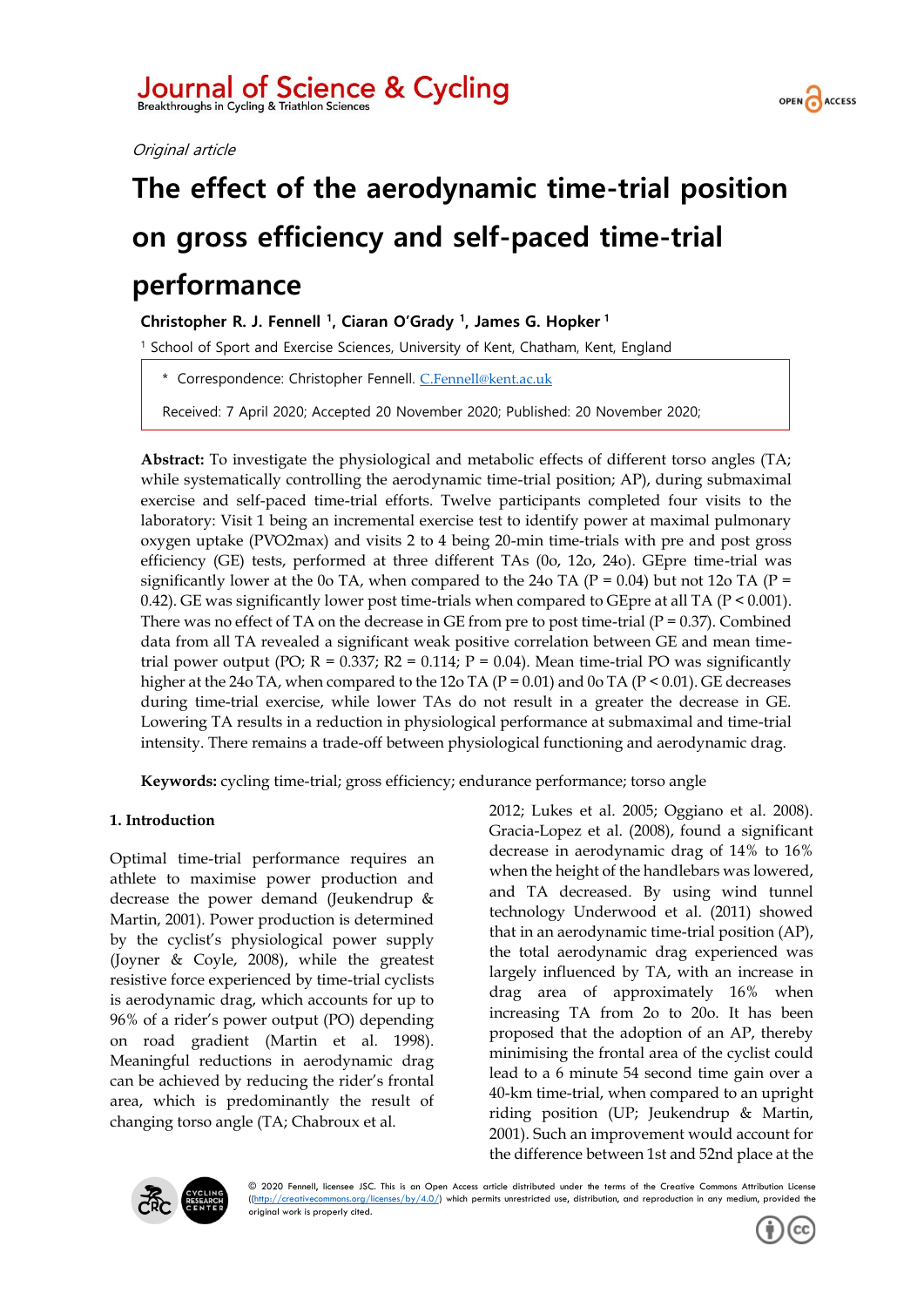Journal of Science & Cycling
Breakthroughs in Cycling & Triathlon Sciences

*Original article*

# The effect of the aerodynamic time-trial position on gross efficiency and self-paced time-trial performance

**Christopher R. J. Fennell [1], Ciaran O'Grady [1], James G. Hopker [1]**

[1] School of Sport and Exercise Sciences, University of Kent, Chatham, Kent, England

\* Correspondence: Christopher Fennell. C.Fennell@kent.ac.uk

Received: 7 April 2020; Accepted 20 November 2020; Published: 20 November 2020;

**Abstract:** To investigate the physiological and metabolic effects of different torso angles (TA; while systematically controlling the aerodynamic time-trial position; AP), during submaximal exercise and self-paced time-trial efforts. Twelve participants completed four visits to the laboratory: Visit 1 being an incremental exercise test to identify power at maximal pulmonary oxygen uptake (PVO2max) and visits 2 to 4 being 20-min time-trials with pre and post gross efficiency (GE) tests, performed at three different TAs (0o, 12o, 24o). GEpre time-trial was significantly lower at the 0o TA, when compared to the 24o TA ($P = 0.04$) but not 12o TA ($P = 0.42$). GE was significantly lower post time-trials when compared to GEpre at all TA ($P < 0.001$). There was no effect of TA on the decrease in GE from pre to post time-trial ($P = 0.37$). Combined data from all TA revealed a significant weak positive correlation between GE and mean time-trial power output (PO; $R = 0.337$; $R2 = 0.114$; $P = 0.04$). Mean time-trial PO was significantly higher at the 24o TA, when compared to the 12o TA ($P = 0.01$) and 0o TA ($P < 0.01$). GE decreases during time-trial exercise, while lower TAs do not result in a greater the decrease in GE. Lowering TA results in a reduction in physiological performance at submaximal and time-trial intensity. There remains a trade-off between physiological functioning and aerodynamic drag.

**Keywords:** cycling time-trial; gross efficiency; endurance performance; torso angle

## 1. Introduction

Optimal time-trial performance requires an athlete to maximise power production and decrease the power demand (Jeukendrup & Martin, 2001). Power production is determined by the cyclist's physiological power supply (Joyner & Coyle, 2008), while the greatest resistive force experienced by time-trial cyclists is aerodynamic drag, which accounts for up to 96% of a rider's power output (PO) depending on road gradient (Martin et al. 1998). Meaningful reductions in aerodynamic drag can be achieved by reducing the rider's frontal area, which is predominantly the result of changing torso angle (TA; Chabroux et al. 2012; Lukes et al. 2005; Oggiano et al. 2008). Gracia-Lopez et al. (2008), found a significant decrease in aerodynamic drag of 14% to 16% when the height of the handlebars was lowered, and TA decreased. By using wind tunnel technology Underwood et al. (2011) showed that in an aerodynamic time-trial position (AP), the total aerodynamic drag experienced was largely influenced by TA, with an increase in drag area of approximately 16% when increasing TA from 2o to 20o. It has been proposed that the adoption of an AP, thereby minimising the frontal area of the cyclist could lead to a 6 minute 54 second time gain over a 40-km time-trial, when compared to an upright riding position (UP; Jeukendrup & Martin, 2001). Such an improvement would account for the difference between 1st and 52nd place at the

© 2020 Fennell, licensee JSC. This is an Open Access article distributed under the terms of the Creative Commons Attribution License ((http://creativecommons.org/licenses/by/4.0/) which permits unrestricted use, distribution, and reproduction in any medium, provided the original work is properly cited.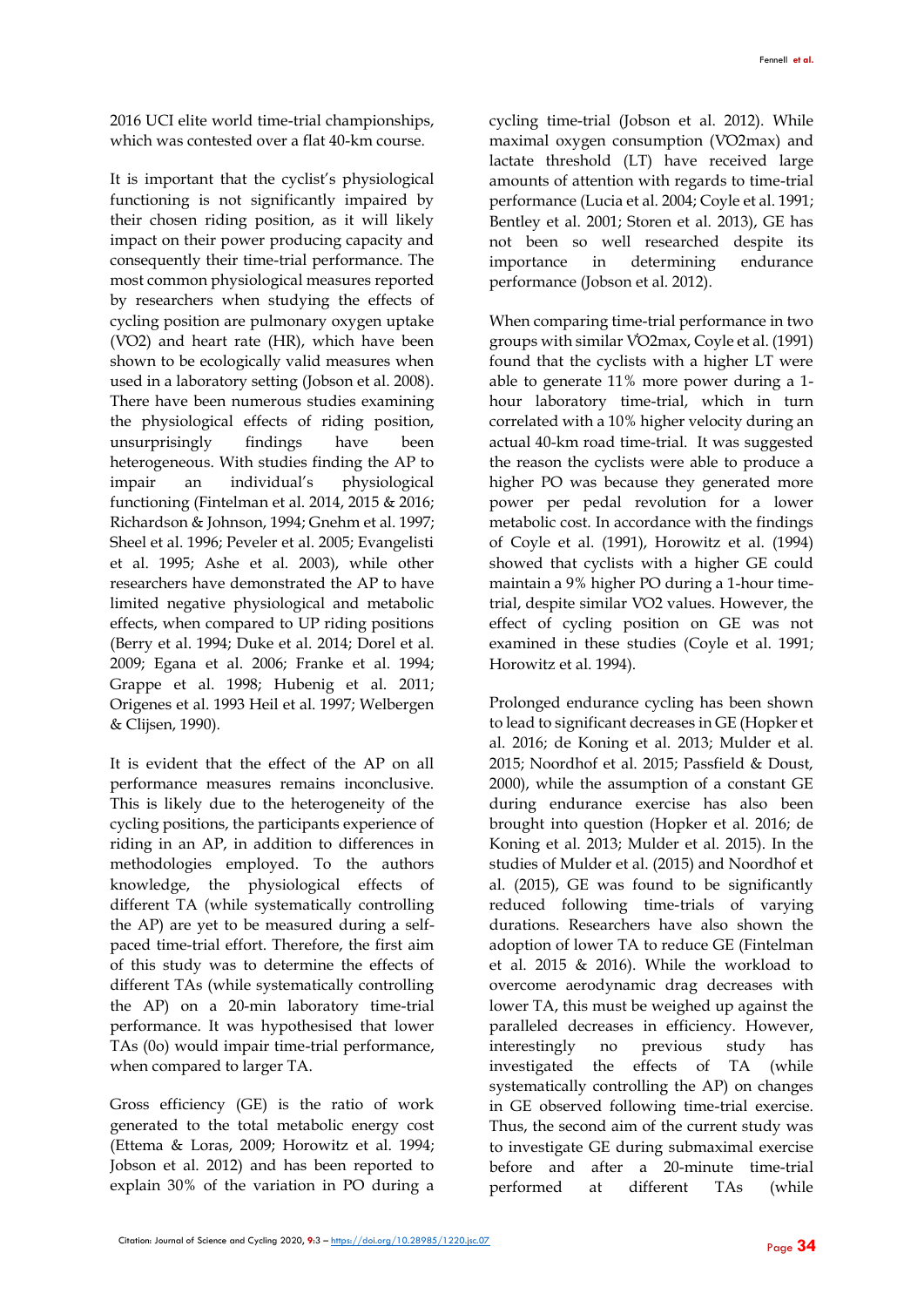2016 UCI elite world time-trial championships, which was contested over a flat 40-km course.

It is important that the cyclist's physiological functioning is not significantly impaired by their chosen riding position, as it will likely impact on their power producing capacity and consequently their time-trial performance. The most common physiological measures reported by researchers when studying the effects of cycling position are pulmonary oxygen uptake (V̇O2) and heart rate (HR), which have been shown to be ecologically valid measures when used in a laboratory setting (Jobson et al. 2008). There have been numerous studies examining the physiological of riding position, unsurprisingly findings have been heterogeneous. With studies finding the AP to impair an individual's physiological functioning (Fintelman et al. 2014, 2015 & 2016; Richardson & Johnson, 1994; Gnehm et al. 1997; Sheel et al. 1996; Peveler et al. 2005; Evangelisti et al. 1995; Ashe et al. 2003), while other researchers have demonstrated the AP to have limited negative physiological and metabolic effects, when compared to UP riding positions (Berry et al. 1994; Duke et al. 2014; Dorel et al. 2009; Egana et al. 2006; Franke et al. 1994; Grappe et al. 1998; Hubenig et al. 2011; Origenes et al. 1993 Heil et al. 1997; Welbergen & Clijsen, 1990).

It is evident that the effect of the AP on all performance measures remains inconclusive. This is likely due to the heterogeneity of the cycling positions, the participants experience of riding in an AP, in addition to differences in methodologies employed. To the authors knowledge, the physiological effects of different TA (while systematically controlling the AP) are yet to be measured during a self-paced time-trial effort. Therefore, the first aim of this study was to determine the effects of different TAs (while systematically controlling the AP) on a 20-min laboratory time-trial performance. It was hypothesised that lower TAs (0o) would impair time-trial performance, when compared to larger TA.

Gross efficiency (GE) is the ratio of work generated to the total metabolic energy cost (Ettema & Loras, 2009; Horowitz et al. 1994; Jobson et al. 2012) and has been reported to explain 30% of the variation in PO during a cycling time-trial (Jobson et al. 2012). While maximal oxygen consumption (V̇O2max) and lactate threshold (LT) have received large amounts of attention with regards to time-trial performance (Lucia et al. 2004; Coyle et al. 1991; Bentley et al. 2001; Storen et al. 2013), GE has not been so well researched despite its importance in determining endurance performance (Jobson et al. 2012).

When comparing time-trial performance in two groups with similar V̇O2max, Coyle et al. (1991) found that the cyclists with a higher LT were able to generate 11% more power during a 1-hour laboratory time-trial, which in turn correlated with a 10% higher velocity during an actual 40-km road time-trial. It was suggested the reason the cyclists were able to produce a higher PO was because they generated more power per pedal revolution for a lower metabolic cost. In accordance with the findings of Coyle et al. (1991), Horowitz et al. (1994) showed that cyclists with a higher GE could maintain a 9% higher PO during a 1-hour time-trial, despite similar V̇O2 values. However, the effect of cycling position on GE was not examined in these studies (Coyle et al. 1991; Horowitz et al. 1994).

Prolonged endurance cycling has been shown to lead to significant decreases in GE (Hopker et al. 2016; de Koning et al. 2013; Mulder et al. 2015; Noordhof et al. 2015; Passfield & Doust, 2000), while the assumption of a constant GE during endurance exercise has also been brought into question (Hopker et al. 2016; de Koning et al. 2013; Mulder et al. 2015). In the studies of Mulder et al. (2015) and Noordhof et al. (2015), GE was found to be significantly reduced following time-trials of varying durations. Researchers have also shown the adoption of lower TA to reduce GE (Fintelman et al. 2015 & 2016). While the workload to overcome aerodynamic drag decreases with lower TA, this must be weighed up against the paralleled decreases in efficiency. However, interestingly no previous study has investigated the effects of TA (while systematically controlling the AP) on changes in GE observed following time-trial exercise. Thus, the second aim of the current study was to investigate GE during submaximal exercise before and after a 20-minute time-trial performed at different TAs (while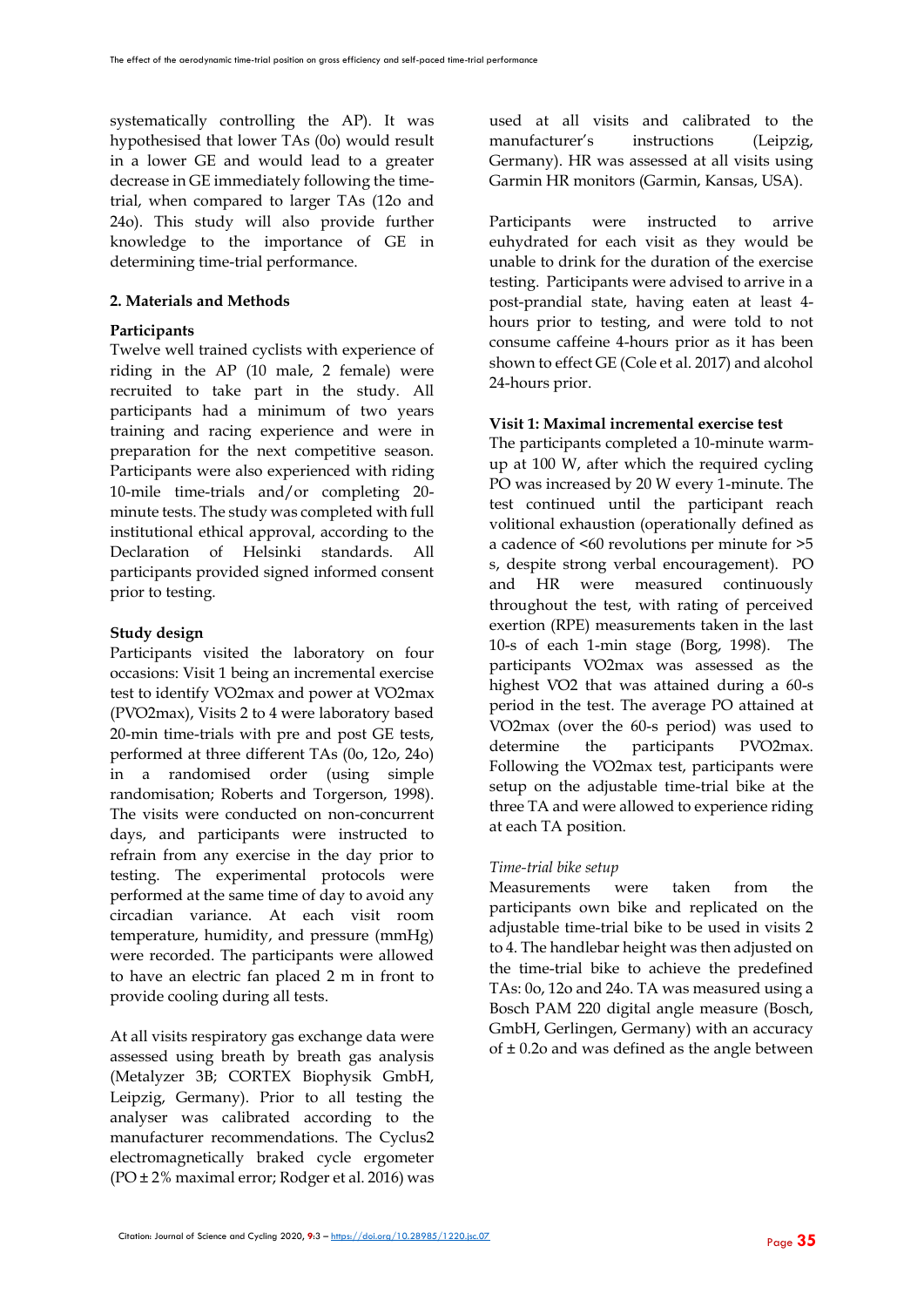systematically controlling the AP). It was hypothesised that lower TAs (0o) would result in a lower GE and would lead to a greater decrease in GE immediately following the time-trial, when compared to larger TAs (12o and 24o). This study will also provide further knowledge to the importance of GE in determining time-trial performance.

## 2. Materials and Methods

### Participants

Twelve well trained cyclists with experience of riding in the AP (10 male, 2 female) were recruited to take part in the study. All participants had a minimum of two years training and racing experience and were in preparation for the next competitive season. Participants were also experienced with riding 10-mile time-trials and/or completing 20-minute tests. The study was completed with full institutional ethical approval, according to the Declaration of Helsinki standards. All participants provided signed informed consent prior to testing.

### Study design

Participants visited the laboratory on four occasions: Visit 1 being an incremental exercise test to identify VO2max and power at VO2max (PVO2max), Visits 2 to 4 were laboratory based 20-min time-trials with pre and post GE tests, performed at three different TAs (0o, 12o, 24o) in a randomised order (using simple randomisation; Roberts and Torgerson, 1998). The visits were conducted on non-concurrent days, and participants were instructed to refrain from any exercise in the day prior to testing. The experimental protocols were performed at the same time of day to avoid any circadian variance. At each visit room temperature, humidity, and pressure (mmHg) were recorded. The participants were allowed to have an electric fan placed 2 m in front to provide cooling during all tests.

At all visits respiratory gas exchange data were assessed using breath by breath gas analysis (Metalyzer 3B; CORTEX Biophysik GmbH, Leipzig, Germany). Prior to all testing the analyser was calibrated according to the manufacturer recommendations. The Cyclus2 electromagnetically braked cycle ergometer (PO ± 2% maximal error; Rodger et al. 2016) was used at all visits and calibrated to the manufacturer's instructions (Leipzig, Germany). HR was assessed at all visits using Garmin HR monitors (Garmin, Kansas, USA).

Participants were instructed to arrive euhydrated for each visit as they would be unable to drink for the duration of the exercise testing. Participants were advised to arrive in a post-prandial state, having eaten at least 4-hours prior to testing, and were told to not consume caffeine 4-hours prior as it has been shown to effect GE (Cole et al. 2017) and alcohol 24-hours prior.

### Visit 1: Maximal incremental exercise test

The participants completed a 10-minute warm-up at 100 W, after which the required cycling PO was increased by 20 W every 1-minute. The test continued until the participant reach volitional exhaustion (operationally defined as a cadence of <60 revolutions per minute for >5 s, despite strong verbal encouragement). PO and HR were measured continuously throughout the test, with rating of perceived exertion (RPE) measurements taken in the last 10-s of each 1-min stage (Borg, 1998). The participants VO2max was assessed as the highest VO2 that was attained during a 60-s period in the test. The average PO attained at VO2max (over the 60-s period) was used to determine the participants PVO2max. Following the VO2max test, participants were setup on the adjustable time-trial bike at the three TA and were allowed to experience riding at each TA position.

*Time-trial bike setup*

Measurements were taken from the participants own bike and replicated on the adjustable time-trial bike to be used in visits 2 to 4. The handlebar height was then adjusted on the time-trial bike to achieve the predefined TAs: 0o, 12o and 24o. TA was measured using a Bosch PAM 220 digital angle measure (Bosch, GmbH, Gerlingen, Germany) with an accuracy of ± 0.2o and was defined as the angle between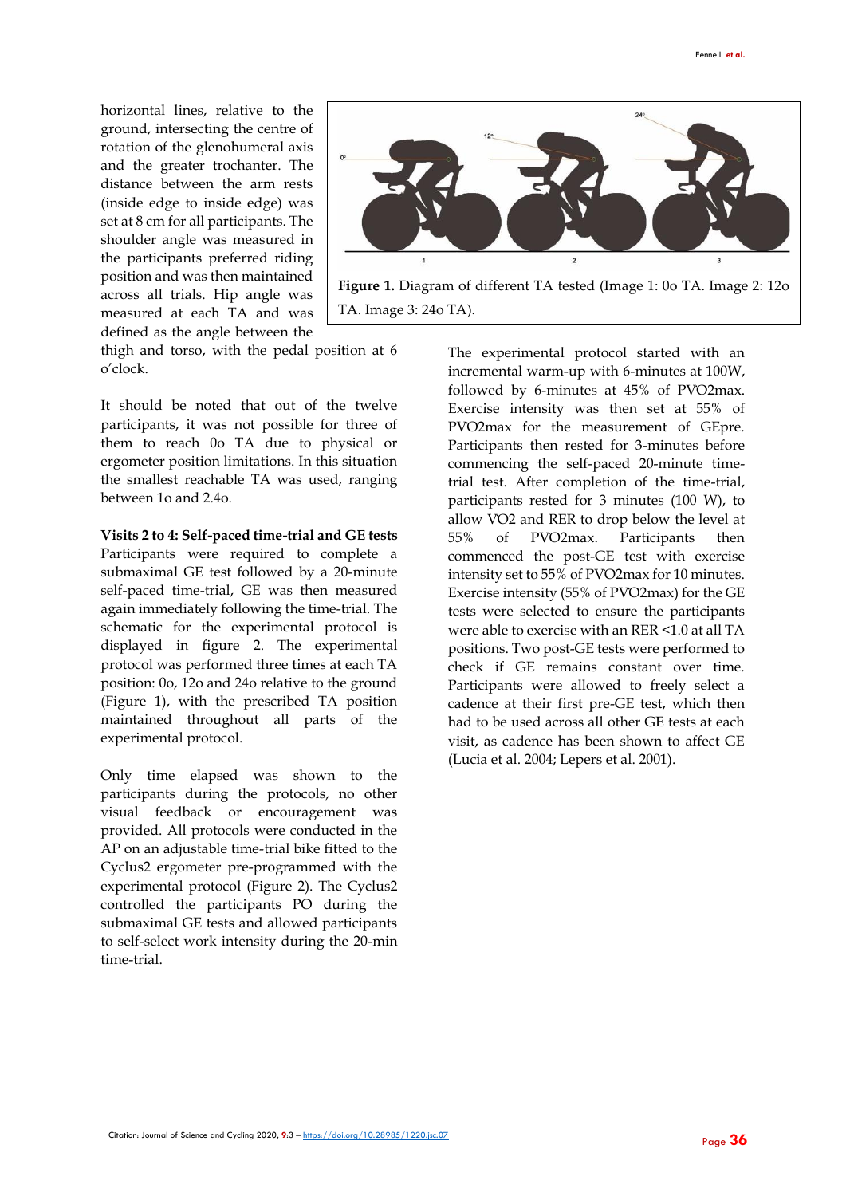horizontal lines, relative to the ground, intersecting the centre of rotation of the glenohumeral axis and the greater trochanter. The distance between the arm rests (inside edge to inside edge) was set at 8 cm for all participants. The shoulder angle was measured in the participants preferred riding position and was then maintained across all trials. Hip angle was measured at each TA and was defined as the angle between the thigh and torso, with the pedal position at 6 o'clock.

**Figure 1.** Diagram of different TA tested (Image 1: 0o TA. Image 2: 12o TA. Image 3: 24o TA).

It should be noted that out of the twelve participants, it was not possible for three of them to reach 0o TA due to physical or ergometer position limitations. In this situation the smallest reachable TA was used, ranging between 1o and 2.4o.

**Visits 2 to 4: Self-paced time-trial and GE tests**

Participants were required to complete a submaximal GE test followed by a 20-minute self-paced time-trial, GE was then measured again immediately following the time-trial. The schematic for the experimental protocol is displayed in figure 2. The experimental protocol was performed three times at each TA position: 0o, 12o and 24o relative to the ground (Figure 1), with the prescribed TA position maintained throughout all parts of the experimental protocol.

Only time elapsed was shown to the participants during the protocols, no other visual feedback or encouragement was provided. All protocols were conducted in the AP on an adjustable time-trial bike fitted to the Cyclus2 ergometer pre-programmed with the experimental protocol (Figure 2). The Cyclus2 controlled the participants PO during the submaximal GE tests and allowed participants to self-select work intensity during the 20-min time-trial.

The experimental protocol started with an incremental warm-up with 6-minutes at 100W, followed by 6-minutes at 45% of PVO2max. Exercise intensity was then set at 55% of PVO2max for the measurement of GEpre. Participants then rested for 3-minutes before commencing the self-paced 20-minute time-trial test. After completion of the time-trial, participants rested for 3 minutes (100 W), to allow VO2 and RER to drop below the level at 55% of PVO2max. Participants then commenced the post-GE test with exercise intensity set to 55% of PVO2max for 10 minutes. Exercise intensity (55% of PVO2max) for the GE tests were selected to ensure the participants were able to exercise with an RER <1.0 at all TA positions. Two post-GE tests were performed to check if GE remains constant over time. Participants were allowed to freely select a cadence at their first pre-GE test, which then had to be used across all other GE tests at each visit, as cadence has been shown to affect GE (Lucia et al. 2004; Lepers et al. 2001).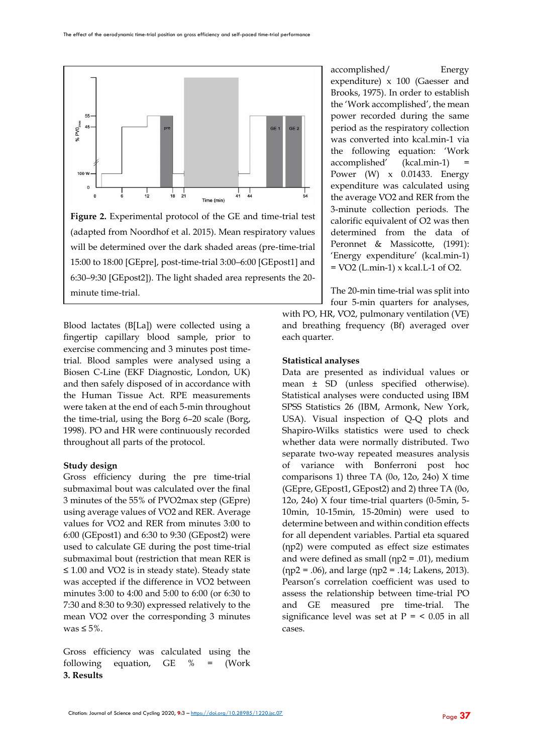Figure 2. Experimental protocol of the GE and time-trial test (adapted from Noordhof et al. 2015). Mean respiratory values will be determined over the dark shaded areas (pre-time-trial 15:00 to 18:00 [GEpre], post-time-trial 3:00–6:00 [GEpost1] and 6:30–9:30 [GEpost2]). The light shaded area represents the 20-minute time-trial.

Blood lactates (B[La]) were collected using a fingertip capillary blood sample, prior to exercise commencing and 3 minutes post time-trial. Blood samples were analysed using a Biosen C-Line (EKF Diagnostic, London, UK) and then safely disposed of in accordance with the Human Tissue Act. RPE measurements were taken at the end of each 5-min throughout the time-trial, using the Borg 6–20 scale (Borg, 1998). PO and HR were continuously recorded throughout all parts of the protocol.

**Study design**

Gross efficiency during the pre time-trial submaximal bout was calculated over the final 3 minutes of the 55% of PVO2max step (GEpre) using average values of VO2 and RER. Average values for VO2 and RER from minutes 3:00 to 6:00 (GEpost1) and 6:30 to 9:30 (GEpost2) were used to calculate GE during the post time-trial submaximal bout (restriction that mean RER is ≤ 1.00 and VO2 is in steady state). Steady state was accepted if the difference in VO2 between minutes 3:00 to 4:00 and 5:00 to 6:00 (or 6:30 to 7:30 and 8:30 to 9:30) expressed relatively to the mean VO2 over the corresponding 3 minutes was ≤ 5%.

Gross efficiency was calculated using the following equation, GE % = (Work accomplished/ Energy expenditure) x 100 (Gaesser and Brooks, 1975). In order to establish the 'Work accomplished', the mean power recorded during the same period as the respiratory collection was converted into kcal.min-1 via the following equation: 'Work accomplished' (kcal.min-1) = Power (W) x 0.01433. Energy expenditure was calculated using the average VO2 and RER from the 3-minute collection periods. The calorific equivalent of O2 was then determined from the data of Peronnet & Massicotte, (1991): 'Energy expenditure' (kcal.min-1) = VO2 (L.min-1) x kcal.L-1 of O2.

The 20-min time-trial was split into four 5-min quarters for analyses, with PO, HR, VO2, pulmonary ventilation (VE) and breathing frequency (Bf) averaged over each quarter.

**Statistical analyses**

Data are presented as individual values or mean ± SD (unless specified otherwise). Statistical analyses were conducted using IBM SPSS Statistics 26 (IBM, Armonk, New York, USA). Visual inspection of Q-Q plots and Shapiro-Wilks statistics were used to check whether data were normally distributed. Two separate two-way repeated measures analysis of variance with Bonferroni post hoc comparisons 1) three TA (0o, 12o, 24o) X time (GEpre, GEpost1, GEpost2) and 2) three TA (0o, 12o, 24o) X four time-trial quarters (0-5min, 5-10min, 10-15min, 15-20min) were used to determine between and within condition effects for all dependent variables. Partial eta squared ($\eta p^2$) were computed as effect size estimates and were defined as small ($\eta p^2$ = .01), medium ($\eta p^2$ = .06), and large ($\eta p^2$ = .14; Lakens, 2013). Pearson's correlation coefficient was used to assess the relationship between time-trial PO and GE measured pre time-trial. The significance level was set at P = < 0.05 in all cases.

## 3. Results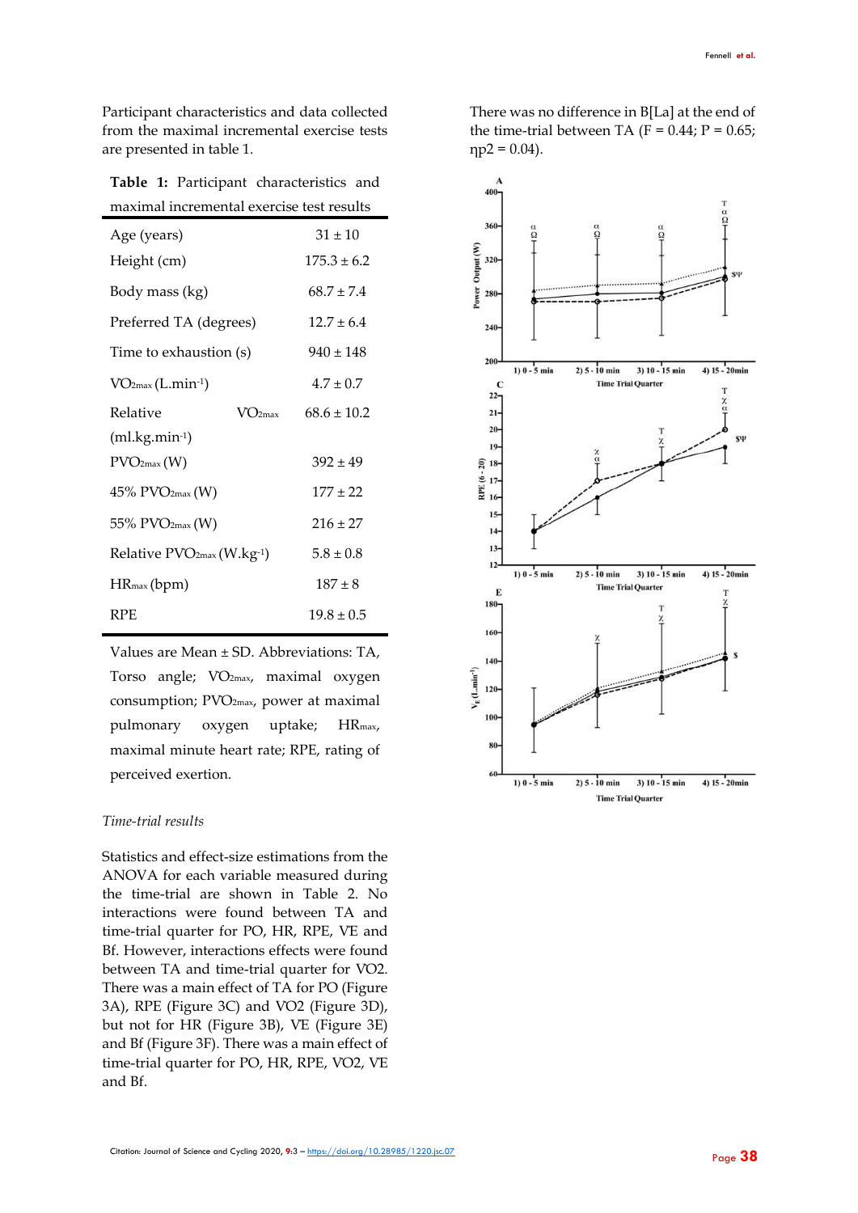Participant characteristics and data collected from the maximal incremental exercise tests are presented in table 1.

**Table 1:** Participant characteristics and maximal incremental exercise test results

| | |
|---|---|
| Age (years) | 31 ± 10 |
| Height (cm) | 175.3 ± 6.2 |
| Body mass (kg) | 68.7 ± 7.4 |
| Preferred TA (degrees) | 12.7 ± 6.4 |
| Time to exhaustion (s) | 940 ± 148 |
| $VO_{2max}$ ($L.min^{-1}$) | 4.7 ± 0.7 |
| Relative $VO_{2max}$ ($ml.kg.min^{-1}$) | 68.6 ± 10.2 |
| $PVO_{2max}$ (W) | 392 ± 49 |
| 45% $PVO_{2max}$ (W) | 177 ± 22 |
| 55% $PVO_{2max}$ (W) | 216 ± 27 |
| Relative $PVO_{2max}$ ($W.kg^{-1}$) | 5.8 ± 0.8 |
| $HR_{max}$ (bpm) | 187 ± 8 |
| RPE | 19.8 ± 0.5 |

Values are Mean ± SD. Abbreviations: TA, Torso angle; $VO_{2max}$, maximal oxygen consumption; $PVO_{2max}$, power at maximal pulmonary oxygen uptake; $HR_{max}$, maximal minute heart rate; RPE, rating of perceived exertion.

*Time-trial results*

Statistics and effect-size estimations from the ANOVA for each variable measured during the time-trial are shown in Table 2. No interactions were found between TA and time-trial quarter for PO, HR, RPE, V̇E and Bf. However, interactions effects were found between TA and time-trial quarter for V̇O2. There was a main effect of TA for PO (Figure 3A), RPE (Figure 3C) and V̇O2 (Figure 3D), but not for HR (Figure 3B), V̇E (Figure 3E) and Bf (Figure 3F). There was a main effect of time-trial quarter for PO, HR, RPE, V̇O2, V̇E and Bf.

There was no difference in B[La] at the end of the time-trial between TA ($F = 0.44$; $P = 0.65$; $\eta p^2 = 0.04$).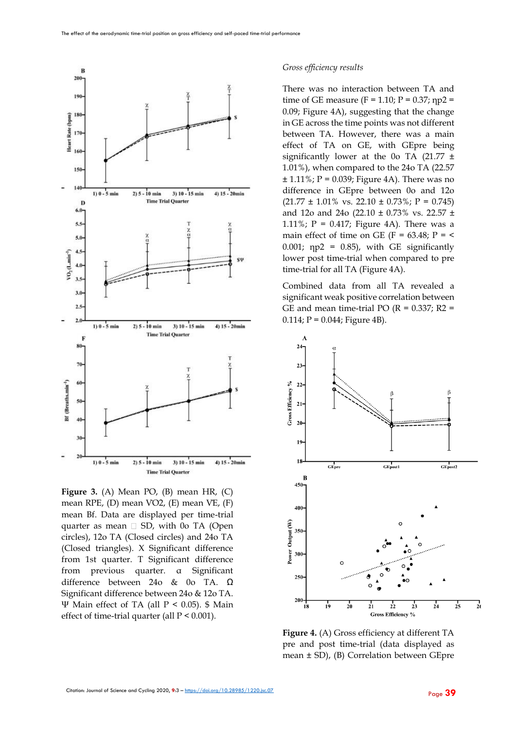### Gross efficiency results

There was no interaction between TA and time of GE measure (F = 1.10; P = 0.37; ηp2 = 0.09; Figure 4A), suggesting that the change in GE across the time points was not different between TA. However, there was a main effect of TA on GE, with GEpre being significantly lower at the 0o TA (21.77 ± 1.01%), when compared to the 24o TA (22.57 ± 1.11%; P = 0.039; Figure 4A). There was no difference in GEpre between 0o and 12o (21.77 ± 1.01% vs. 22.10 ± 0.73%; P = 0.745) and 12o and 24o (22.10 ± 0.73% vs. 22.57 ± 1.11%; P = 0.417; Figure 4A). There was a main effect of time on GE (F = 63.48; P = < 0.001; ηp2 = 0.85), with GE significantly lower post time-trial when compared to pre time-trial for all TA (Figure 4A).

Combined data from all TA revealed a significant weak positive correlation between GE and mean time-trial PO (R = 0.337; R2 = 0.114; P = 0.044; Figure 4B).

**Figure 3.** (A) Mean PO, (B) mean HR, (C) mean RPE, (D) mean VO2, (E) mean VE, (F) mean Bf. Data are displayed per time-trial quarter as mean ± SD, with 0o TA (Open circles), 12o TA (Closed circles) and 24o TA (Closed triangles). Χ Significant difference from 1st quarter. T Significant difference from previous quarter. α Significant difference between 24o & 0o TA. Ω Significant difference between 24o & 12o TA. Ψ Main effect of TA (all P < 0.05). $ Main effect of time-trial quarter (all P < 0.001).

**Figure 4.** (A) Gross efficiency at different TA pre and post time-trial (data displayed as mean ± SD), (B) Correlation between GEpre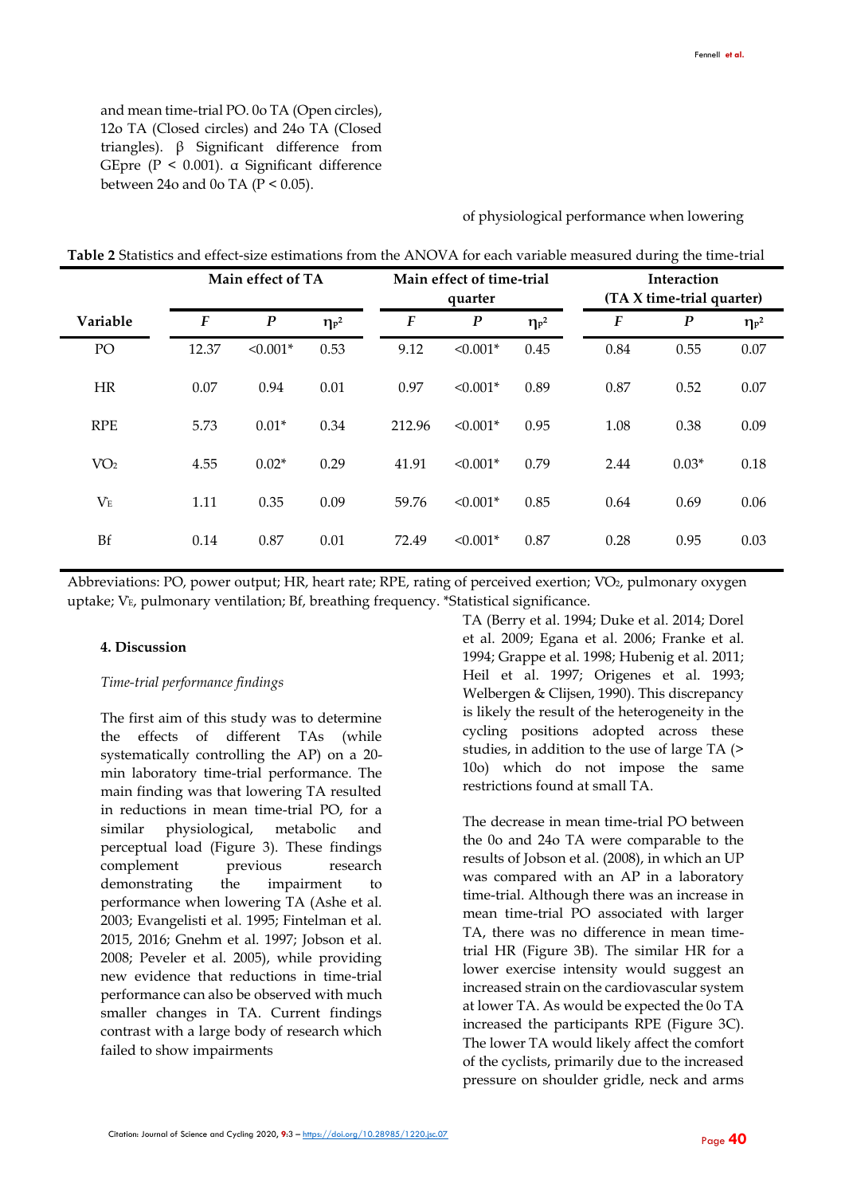and mean time-trial PO. 0o TA (Open circles), 12o TA (Closed circles) and 24o TA (Closed triangles). β Significant difference from GEpre (P < 0.001). α Significant difference between 24o and 0o TA (P < 0.05).

of physiological performance when lowering

**Table 2** Statistics and effect-size estimations from the ANOVA for each variable measured during the time-trial

| | Main effect of TA | | | Main effect of time-trial quarter | | | Interaction (TA X time-trial quarter) | | |
|---|---|---|---|---|---|---|---|---|---|
| **Variable** | ***F*** | ***P*** | $\eta_p^2$ | ***F*** | ***P*** | $\eta_p^2$ | ***F*** | ***P*** | $\eta_p^2$ |
| PO | 12.37 | <0.001* | 0.53 | 9.12 | <0.001* | 0.45 | 0.84 | 0.55 | 0.07 |
| HR | 0.07 | 0.94 | 0.01 | 0.97 | <0.001* | 0.89 | 0.87 | 0.52 | 0.07 |
| RPE | 5.73 | 0.01* | 0.34 | 212.96 | <0.001* | 0.95 | 1.08 | 0.38 | 0.09 |
| $\dot{V}O_2$ | 4.55 | 0.02* | 0.29 | 41.91 | <0.001* | 0.79 | 2.44 | 0.03* | 0.18 |
| $\dot{V}_E$ | 1.11 | 0.35 | 0.09 | 59.76 | <0.001* | 0.85 | 0.64 | 0.69 | 0.06 |
| Bf | 0.14 | 0.87 | 0.01 | 72.49 | <0.001* | 0.87 | 0.28 | 0.95 | 0.03 |

Abbreviations: PO, power output; HR, heart rate; RPE, rating of perceived exertion; $\dot{V}O_2$, pulmonary oxygen uptake; $\dot{V}_E$, pulmonary ventilation; Bf, breathing frequency. *Statistical significance.

## 4. Discussion

*Time-trial performance findings*

The first aim of this study was to determine the effects of different TAs (while systematically controlling the AP) on a 20-min laboratory time-trial performance. The main finding was that lowering TA resulted in reductions in mean time-trial PO, for a similar physiological, metabolic and perceptual load (Figure 3). These findings complement previous research demonstrating the impairment to performance when lowering TA (Ashe et al. 2003; Evangelisti et al. 1995; Fintelman et al. 2015, 2016; Gnehm et al. 1997; Jobson et al. 2008; Peveler et al. 2005), while providing new evidence that reductions in time-trial performance can also be observed with much smaller changes in TA. Current findings contrast with a large body of research which failed to show impairments TA (Berry et al. 1994; Duke et al. 2014; Dorel et al. 2009; Egana et al. 2006; Franke et al. 1994; Grappe et al. 1998; Hubenig et al. 2011; Heil et al. 1997; Origenes et al. 1993; Welbergen & Clijsen, 1990). This discrepancy is likely the result of the heterogeneity in the cycling positions adopted across these studies, in addition to the use of large TA (> 10o) which do not impose the same restrictions found at small TA.

The decrease in mean time-trial PO between the 0o and 24o TA were comparable to the results of Jobson et al. (2008), in which an UP was compared with an AP in a laboratory time-trial. Although there was an increase in mean time-trial PO associated with larger TA, there was no difference in mean time-trial HR (Figure 3B). The similar HR for a lower exercise intensity would suggest an increased strain on the cardiovascular system at lower TA. As would be expected the 0o TA increased the participants RPE (Figure 3C). The lower TA would likely affect the comfort of the cyclists, primarily due to the increased pressure on shoulder gridle, neck and arms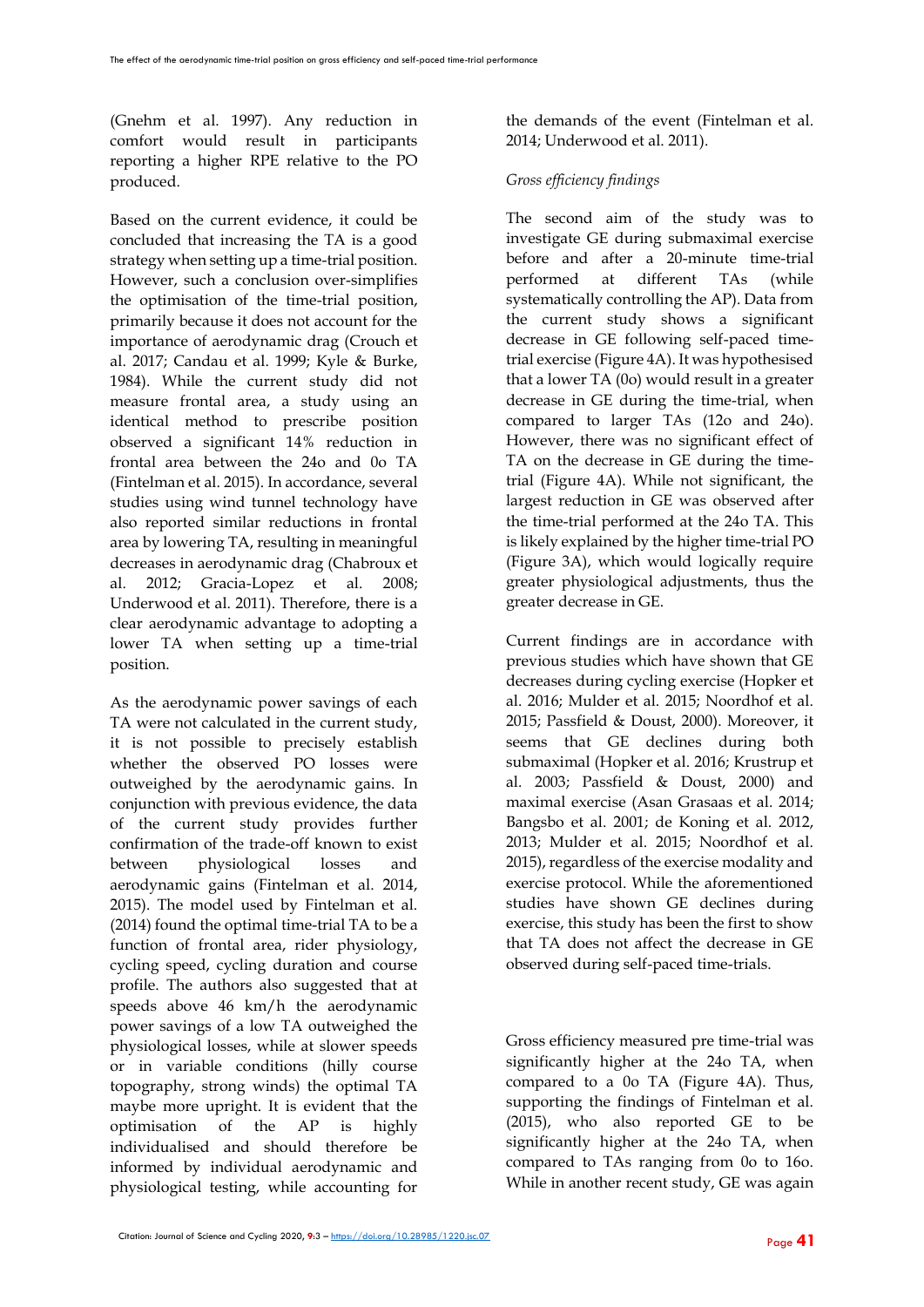(Gnehm et al. 1997). Any reduction in comfort would result in participants reporting a higher RPE relative to the PO produced.

Based on the current evidence, it could be concluded that increasing the TA is a good strategy when setting up a time-trial position. However, such a conclusion over-simplifies the optimisation of the time-trial position, primarily because it does not account for the importance of aerodynamic drag (Crouch et al. 2017; Candau et al. 1999; Kyle & Burke, 1984). While the current study did not measure frontal area, a study using an identical method to prescribe position observed a significant 14% reduction in frontal area between the 24o and 0o TA (Fintelman et al. 2015). In accordance, several studies using wind tunnel technology have also reported similar reductions in frontal area by lowering TA, resulting in meaningful decreases in aerodynamic drag (Chabroux et al. 2012; Gracia-Lopez et al. 2008; Underwood et al. 2011). Therefore, there is a clear aerodynamic advantage to adopting a lower TA when setting up a time-trial position.

As the aerodynamic power savings of each TA were not calculated in the current study, it is not possible to precisely establish whether the observed PO losses were outweighed by the aerodynamic gains. In conjunction with previous evidence, the data of the current study provides further confirmation of the trade-off known to exist between physiological losses and aerodynamic gains (Fintelman et al. 2014, 2015). The model used by Fintelman et al. (2014) found the optimal time-trial TA to be a function of frontal area, rider physiology, cycling speed, cycling duration and course profile. The authors also suggested that at speeds above 46 km/h the aerodynamic power savings of a low TA outweighed the physiological losses, while at slower speeds or in variable conditions (hilly course topography, strong winds) the optimal TA maybe more upright. It is evident that the optimisation of the AP is highly individualised and should therefore be informed by individual aerodynamic and physiological testing, while accounting for the demands of the event (Fintelman et al. 2014; Underwood et al. 2011).

*Gross efficiency findings*

The second aim of the study was to investigate GE during submaximal exercise before and after a 20-minute time-trial performed at different TAs (while systematically controlling the AP). Data from the current study shows a significant decrease in GE following self-paced time-trial exercise (Figure 4A). It was hypothesised that a lower TA (0o) would result in a greater decrease in GE during the time-trial, when compared to larger TAs (12o and 24o). However, there was no significant effect of TA on the decrease in GE during the time-trial (Figure 4A). While not significant, the largest reduction in GE was observed after the time-trial performed at the 24o TA. This is likely explained by the higher time-trial PO (Figure 3A), which would logically require greater physiological adjustments, thus the greater decrease in GE.

Current findings are in accordance with previous studies which have shown that GE decreases during cycling exercise (Hopker et al. 2016; Mulder et al. 2015; Noordhof et al. 2015; Passfield & Doust, 2000). Moreover, it seems that GE declines during both submaximal (Hopker et al. 2016; Krustrup et al. 2003; Passfield & Doust, 2000) and maximal exercise (Asan Grasaas et al. 2014; Bangsbo et al. 2001; de Koning et al. 2012, 2013; Mulder et al. 2015; Noordhof et al. 2015), regardless of the exercise modality and exercise protocol. While the aforementioned studies have shown GE declines during exercise, this study has been the first to show that TA does not affect the decrease in GE observed during self-paced time-trials.

Gross efficiency measured pre time-trial was significantly higher at the 24o TA, when compared to a 0o TA (Figure 4A). Thus, supporting the findings of Fintelman et al. (2015), who also reported GE to be significantly higher at the 24o TA, when compared to TAs ranging from 0o to 16o. While in another recent study, GE was again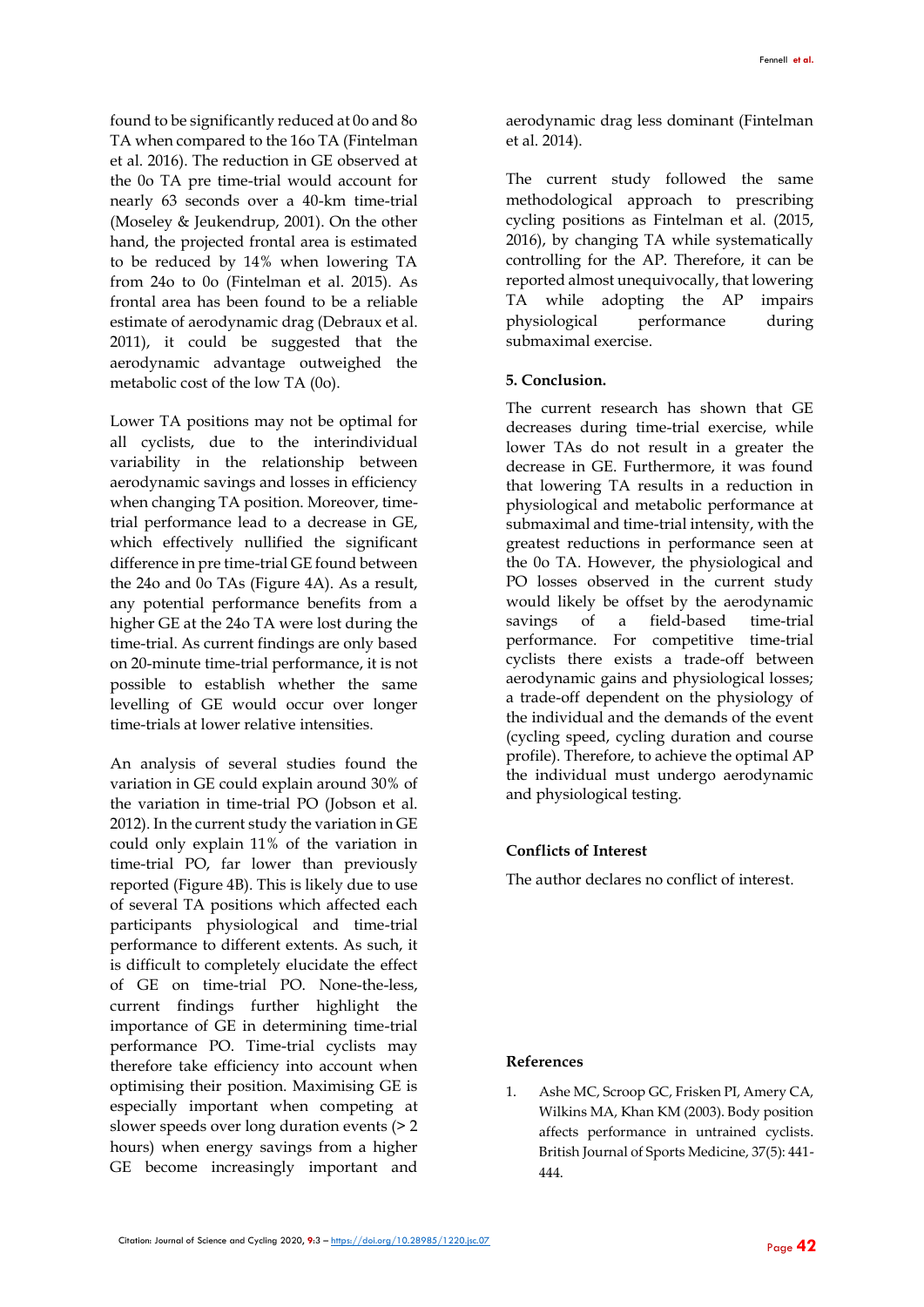found to be significantly reduced at 0o and 8o TA when compared to the 16o TA (Fintelman et al. 2016). The reduction in GE observed at the 0o TA pre time-trial would account for nearly 63 seconds over a 40-km time-trial (Moseley & Jeukendrup, 2001). On the other hand, the projected frontal area is estimated to be reduced by 14% when lowering TA from 24o to 0o (Fintelman et al. 2015). As frontal area has been found to be a reliable estimate of aerodynamic drag (Debraux et al. 2011), it could be suggested that the aerodynamic advantage outweighed the metabolic cost of the low TA (0o).

Lower TA positions may not be optimal for all cyclists, due to the interindividual variability in the relationship between aerodynamic savings and losses in efficiency when changing TA position. Moreover, time-trial performance lead to a decrease in GE, which effectively nullified the significant difference in pre time-trial GE found between the 24o and 0o TAs (Figure 4A). As a result, any potential performance benefits from a higher GE at the 24o TA were lost during the time-trial. As current findings are only based on 20-minute time-trial performance, it is not possible to establish whether the same levelling of GE would occur over longer time-trials at lower relative intensities.

An analysis of several studies found the variation in GE could explain around 30% of the variation in time-trial PO (Jobson et al. 2012). In the current study the variation in GE could only explain 11% of the variation in time-trial PO, far lower than previously reported (Figure 4B). This is likely due to use of several TA positions which affected each participants physiological and time-trial performance to different extents. As such, it is difficult to completely elucidate the effect of GE on time-trial PO. None-the-less, current findings further highlight the importance of GE in determining time-trial performance PO. Time-trial cyclists may therefore take efficiency into account when optimising their position. Maximising GE is especially important when competing at slower speeds over long duration events (> 2 hours) when energy savings from a higher GE become increasingly important and aerodynamic drag less dominant (Fintelman et al. 2014).

The current study followed the same methodological approach to prescribing cycling positions as Fintelman et al. (2015, 2016), by changing TA while systematically controlling for the AP. Therefore, it can be reported almost unequivocally, that lowering TA while adopting the AP impairs physiological performance during submaximal exercise.

## 5. Conclusion.

The current research has shown that GE decreases during time-trial exercise, while lower TAs do not result in a greater the decrease in GE. Furthermore, it was found that lowering TA results in a reduction in physiological and metabolic performance at submaximal and time-trial intensity, with the greatest reductions in performance seen at the 0o TA. However, the physiological and PO losses observed in the current study would likely be offset by the aerodynamic savings of a field-based time-trial performance. For competitive time-trial cyclists there exists a trade-off between aerodynamic gains and physiological losses; a trade-off dependent on the physiology of the individual and the demands of the event (cycling speed, cycling duration and course profile). Therefore, to achieve the optimal AP the individual must undergo aerodynamic and physiological testing.

## Conflicts of Interest

The author declares no conflict of interest.

## References

1. Ashe MC, Scroop GC, Frisken PI, Amery CA, Wilkins MA, Khan KM (2003). Body position affects performance in untrained cyclists. British Journal of Sports Medicine, 37(5): 441-444.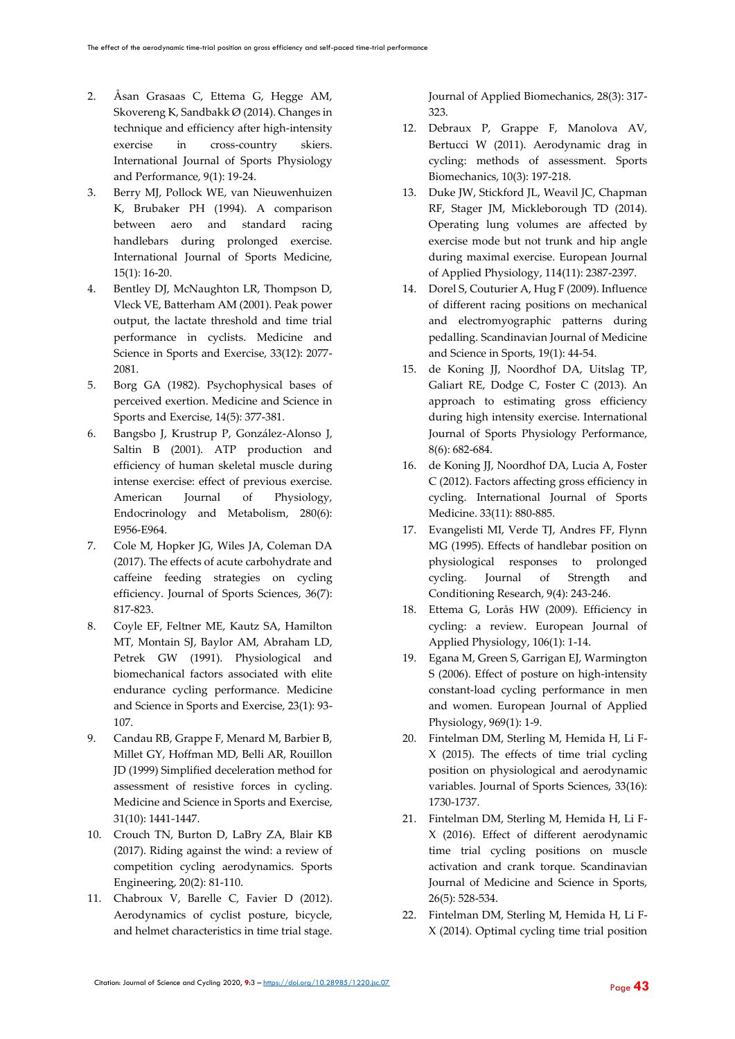2. Åsan Grasaas C, Ettema G, Hegge AM, Skovereng K, Sandbakk Ø (2014). Changes in technique and efficiency after high-intensity exercise in cross-country skiers. International Journal of Sports Physiology and Performance, 9(1): 19-24.
3. Berry MJ, Pollock WE, van Nieuwenhuizen K, Brubaker PH (1994). A comparison between aero and standard racing handlebars during prolonged exercise. International Journal of Sports Medicine, 15(1): 16-20.
4. Bentley DJ, McNaughton LR, Thompson D, Vleck VE, Batterham AM (2001). Peak power output, the lactate threshold and time trial performance in cyclists. Medicine and Science in Sports and Exercise, 33(12): 2077-2081.
5. Borg GA (1982). Psychophysical bases of perceived exertion. Medicine and Science in Sports and Exercise, 14(5): 377-381.
6. Bangsbo J, Krustrup P, González-Alonso J, Saltin B (2001). ATP production and efficiency of human skeletal muscle during intense exercise: effect of previous exercise. American Journal of Physiology, Endocrinology and Metabolism, 280(6): E956-E964.
7. Cole M, Hopker JG, Wiles JA, Coleman DA (2017). The effects of acute carbohydrate and caffeine feeding strategies on cycling efficiency. Journal of Sports Sciences, 36(7): 817-823.
8. Coyle EF, Feltner ME, Kautz SA, Hamilton MT, Montain SJ, Baylor AM, Abraham LD, Petrek GW (1991). Physiological and biomechanical factors associated with elite endurance cycling performance. Medicine and Science in Sports and Exercise, 23(1): 93-107.
9. Candau RB, Grappe F, Menard M, Barbier B, Millet GY, Hoffman MD, Belli AR, Rouillon JD (1999) Simplified deceleration method for assessment of resistive forces in cycling. Medicine and Science in Sports and Exercise, 31(10): 1441-1447.
10. Crouch TN, Burton D, LaBry ZA, Blair KB (2017). Riding against the wind: a review of competition cycling aerodynamics. Sports Engineering, 20(2): 81-110.
11. Chabroux V, Barelle C, Favier D (2012). Aerodynamics of cyclist posture, bicycle, and helmet characteristics in time trial stage. Journal of Applied Biomechanics, 28(3): 317-323.
12. Debraux P, Grappe F, Manolova AV, Bertucci W (2011). Aerodynamic drag in cycling: methods of assessment. Sports Biomechanics, 10(3): 197-218.
13. Duke JW, Stickford JL, Weavil JC, Chapman RF, Stager JM, Mickleborough TD (2014). Operating lung volumes are affected by exercise mode but not trunk and hip angle during maximal exercise. European Journal of Applied Physiology, 114(11): 2387-2397.
14. Dorel S, Couturier A, Hug F (2009). Influence of different racing positions on mechanical and electromyographic patterns during pedalling. Scandinavian Journal of Medicine and Science in Sports, 19(1): 44-54.
15. de Koning JJ, Noordhof DA, Uitslag TP, Galiart RE, Dodge C, Foster C (2013). An approach to estimating gross efficiency during high intensity exercise. International Journal of Sports Physiology Performance, 8(6): 682-684.
16. de Koning JJ, Noordhof DA, Lucia A, Foster C (2012). Factors affecting gross efficiency in cycling. International Journal of Sports Medicine. 33(11): 880-885.
17. Evangelisti MI, Verde TJ, Andres FF, Flynn MG (1995). Effects of handlebar position on physiological responses to prolonged cycling. Journal of Strength and Conditioning Research, 9(4): 243-246.
18. Ettema G, Lorås HW (2009). Efficiency in cycling: a review. European Journal of Applied Physiology, 106(1): 1-14.
19. Egana M, Green S, Garrigan EJ, Warmington S (2006). Effect of posture on high-intensity constant-load cycling performance in men and women. European Journal of Applied Physiology, 969(1): 1-9.
20. Fintelman DM, Sterling M, Hemida H, Li F-X (2015). The effects of time trial cycling position on physiological and aerodynamic variables. Journal of Sports Sciences, 33(16): 1730-1737.
21. Fintelman DM, Sterling M, Hemida H, Li F-X (2016). Effect of different aerodynamic time trial cycling positions on muscle activation and crank torque. Scandinavian Journal of Medicine and Science in Sports, 26(5): 528-534.
22. Fintelman DM, Sterling M, Hemida H, Li F-X (2014). Optimal cycling time trial position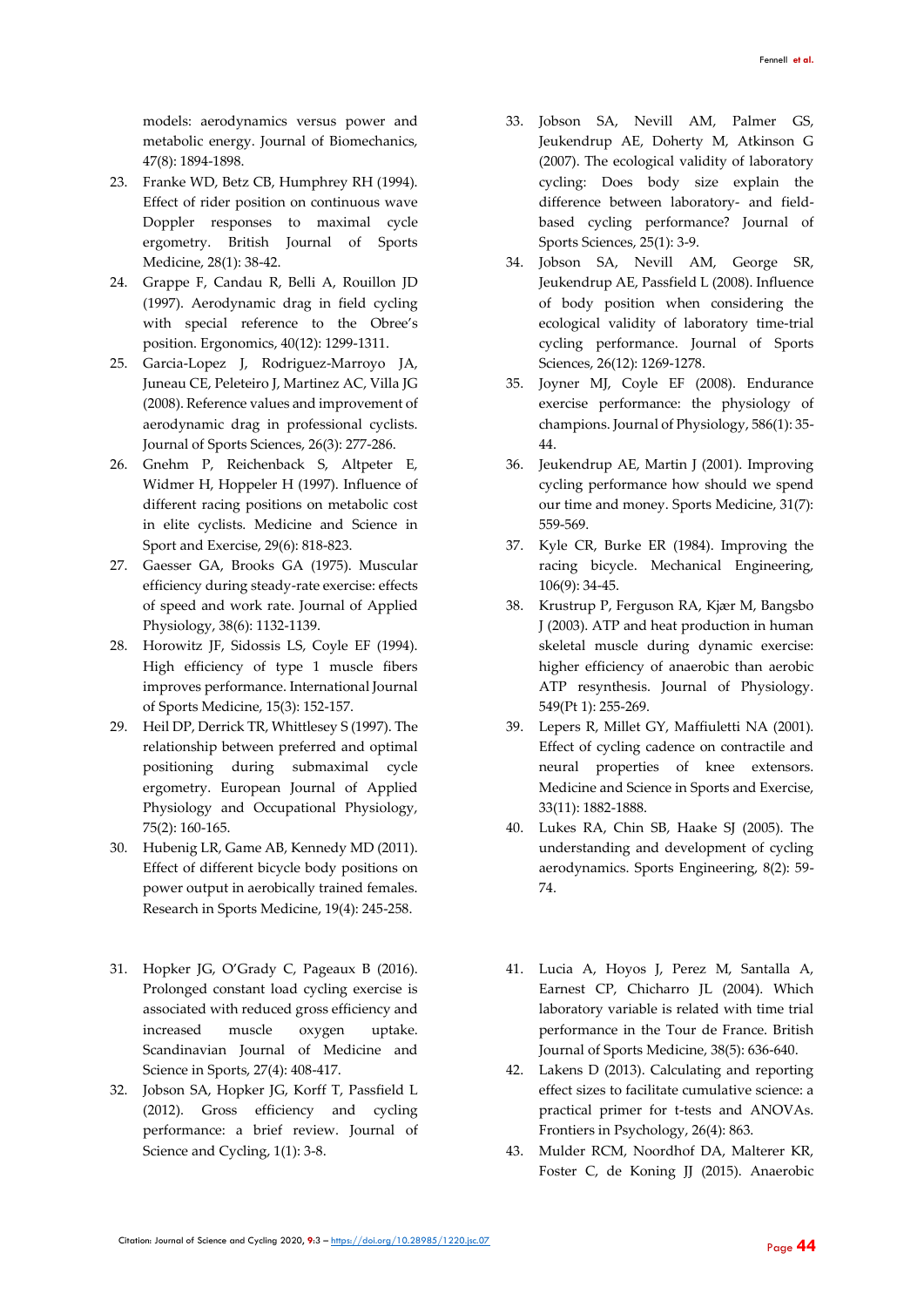models: aerodynamics versus power and metabolic energy. Journal of Biomechanics, 47(8): 1894-1898.

23. Franke WD, Betz CB, Humphrey RH (1994). Effect of rider position on continuous wave Doppler responses to maximal cycle ergometry. British Journal of Sports Medicine, 28(1): 38-42.
24. Grappe F, Candau R, Belli A, Rouillon JD (1997). Aerodynamic drag in field cycling with special reference to the Obree's position. Ergonomics, 40(12): 1299-1311.
25. Garcia-Lopez J, Rodriguez-Marroyo JA, Juneau CE, Peleteiro J, Martinez AC, Villa JG (2008). Reference values and improvement of aerodynamic drag in professional cyclists. Journal of Sports Sciences, 26(3): 277-286.
26. Gnehm P, Reichenback S, Altpeter E, Widmer H, Hoppeler H (1997). Influence of different racing positions on metabolic cost in elite cyclists. Medicine and Science in Sport and Exercise, 29(6): 818-823.
27. Gaesser GA, Brooks GA (1975). Muscular efficiency during steady-rate exercise: effects of speed and work rate. Journal of Applied Physiology, 38(6): 1132-1139.
28. Horowitz JF, Sidossis LS, Coyle EF (1994). High efficiency of type 1 muscle fibers improves performance. International Journal of Sports Medicine, 15(3): 152-157.
29. Heil DP, Derrick TR, Whittlesey S (1997). The relationship between preferred and optimal positioning during submaximal cycle ergometry. European Journal of Applied Physiology and Occupational Physiology, 75(2): 160-165.
30. Hubenig LR, Game AB, Kennedy MD (2011). Effect of different bicycle body positions on power output in aerobically trained females. Research in Sports Medicine, 19(4): 245-258.
31. Hopker JG, O'Grady C, Pageaux B (2016). Prolonged constant load cycling exercise is associated with reduced gross efficiency and increased muscle oxygen uptake. Scandinavian Journal of Medicine and Science in Sports, 27(4): 408-417.
32. Jobson SA, Hopker JG, Korff T, Passfield L (2012). Gross efficiency and cycling performance: a brief review. Journal of Science and Cycling, 1(1): 3-8.
33. Jobson SA, Nevill AM, Palmer GS, Jeukendrup AE, Doherty M, Atkinson G (2007). The ecological validity of laboratory cycling: Does body size explain the difference between laboratory- and field-based cycling performance? Journal of Sports Sciences, 25(1): 3-9.
34. Jobson SA, Nevill AM, George SR, Jeukendrup AE, Passfield L (2008). Influence of body position when considering the ecological validity of laboratory time-trial cycling performance. Journal of Sports Sciences, 26(12): 1269-1278.
35. Joyner MJ, Coyle EF (2008). Endurance exercise performance: the physiology of champions. Journal of Physiology, 586(1): 35-44.
36. Jeukendrup AE, Martin J (2001). Improving cycling performance how should we spend our time and money. Sports Medicine, 31(7): 559-569.
37. Kyle CR, Burke ER (1984). Improving the racing bicycle. Mechanical Engineering, 106(9): 34-45.
38. Krustrup P, Ferguson RA, Kjær M, Bangsbo J (2003). ATP and heat production in human skeletal muscle during dynamic exercise: higher efficiency of anaerobic than aerobic ATP resynthesis. Journal of Physiology. 549(Pt 1): 255-269.
39. Lepers R, Millet GY, Maffiuletti NA (2001). Effect of cycling cadence on contractile and neural properties of knee extensors. Medicine and Science in Sports and Exercise, 33(11): 1882-1888.
40. Lukes RA, Chin SB, Haake SJ (2005). The understanding and development of cycling aerodynamics. Sports Engineering, 8(2): 59-74.
41. Lucia A, Hoyos J, Perez M, Santalla A, Earnest CP, Chicharro JL (2004). Which laboratory variable is related with time trial performance in the Tour de France. British Journal of Sports Medicine, 38(5): 636-640.
42. Lakens D (2013). Calculating and reporting effect sizes to facilitate cumulative science: a practical primer for t-tests and ANOVAs. Frontiers in Psychology, 26(4): 863.
43. Mulder RCM, Noordhof DA, Malterer KR, Foster C, de Koning JJ (2015). Anaerobic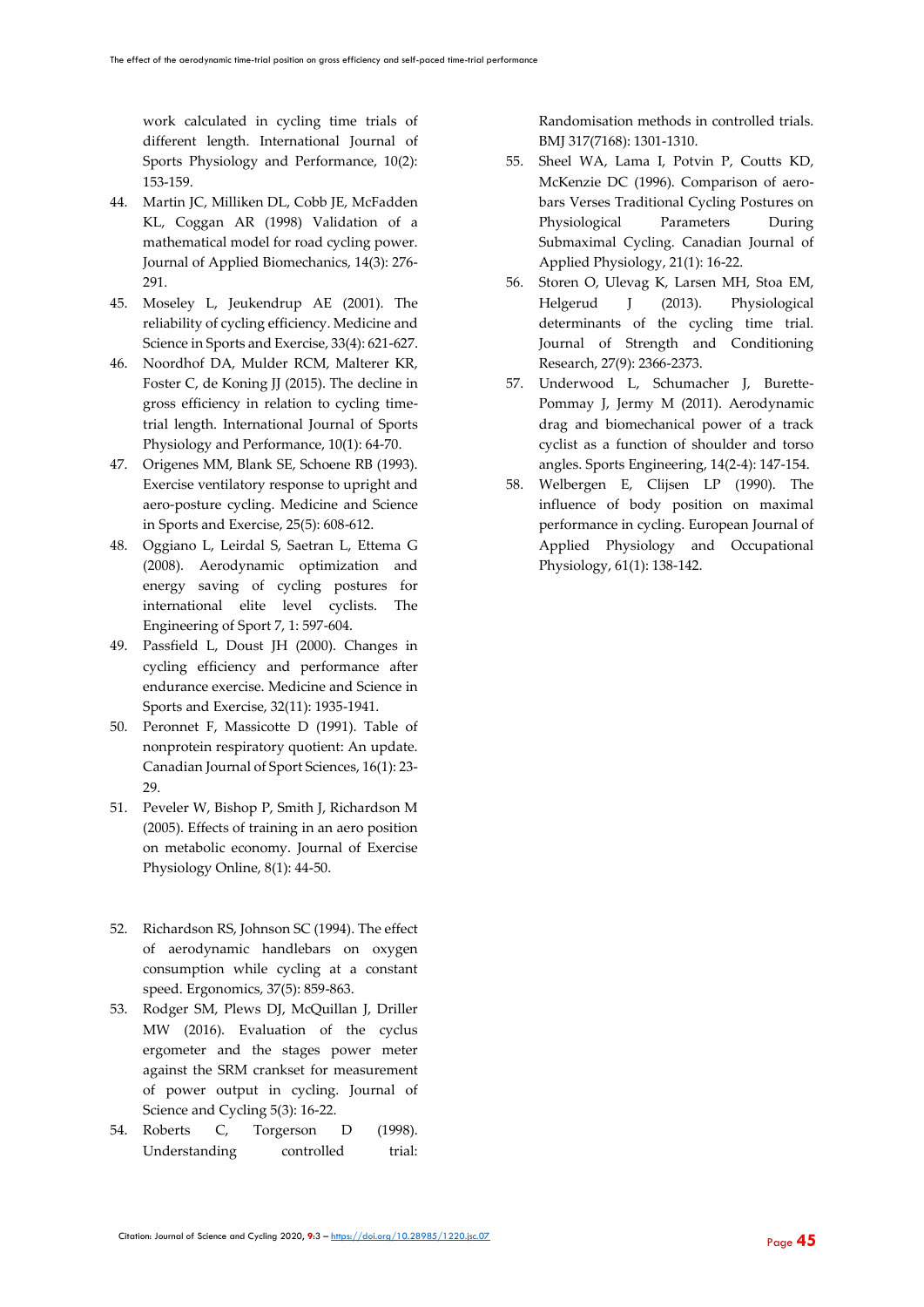work calculated in cycling time trials of different length. International Journal of Sports Physiology and Performance, 10(2): 153-159.

44. Martin JC, Milliken DL, Cobb JE, McFadden KL, Coggan AR (1998) Validation of a mathematical model for road cycling power. Journal of Applied Biomechanics, 14(3): 276-291.
45. Moseley L, Jeukendrup AE (2001). The reliability of cycling efficiency. Medicine and Science in Sports and Exercise, 33(4): 621-627.
46. Noordhof DA, Mulder RCM, Malterer KR, Foster C, de Koning JJ (2015). The decline in gross efficiency in relation to cycling time-trial length. International Journal of Sports Physiology and Performance, 10(1): 64-70.
47. Origenes MM, Blank SE, Schoene RB (1993). Exercise ventilatory response to upright and aero-posture cycling. Medicine and Science in Sports and Exercise, 25(5): 608-612.
48. Oggiano L, Leirdal S, Saetran L, Ettema G (2008). Aerodynamic optimization and energy saving of cycling postures for international elite level cyclists. The Engineering of Sport 7, 1: 597-604.
49. Passfield L, Doust JH (2000). Changes in cycling efficiency and performance after endurance exercise. Medicine and Science in Sports and Exercise, 32(11): 1935-1941.
50. Peronnet F, Massicotte D (1991). Table of nonprotein respiratory quotient: An update. Canadian Journal of Sport Sciences, 16(1): 23-29.
51. Peveler W, Bishop P, Smith J, Richardson M (2005). Effects of training in an aero position on metabolic economy. Journal of Exercise Physiology Online, 8(1): 44-50.
52. Richardson RS, Johnson SC (1994). The effect of aerodynamic handlebars on oxygen consumption while cycling at a constant speed. Ergonomics, 37(5): 859-863.
53. Rodger SM, Plews DJ, McQuillan J, Driller MW (2016). Evaluation of the cyclus ergometer and the stages power meter against the SRM crankset for measurement of power output in cycling. Journal of Science and Cycling 5(3): 16-22.
54. Roberts C, Torgerson D (1998). Understanding controlled trial: Randomisation methods in controlled trials. BMJ 317(7168): 1301-1310.
55. Sheel WA, Lama I, Potvin P, Coutts KD, McKenzie DC (1996). Comparison of aero-bars Verses Traditional Cycling Postures on Physiological Parameters During Submaximal Cycling. Canadian Journal of Applied Physiology, 21(1): 16-22.
56. Storen O, Ulevag K, Larsen MH, Stoa EM, Helgerud J (2013). Physiological determinants of the cycling time trial. Journal of Strength and Conditioning Research, 27(9): 2366-2373.
57. Underwood L, Schumacher J, Burette-Pommay J, Jermy M (2011). Aerodynamic drag and biomechanical power of a track cyclist as a function of shoulder and torso angles. Sports Engineering, 14(2-4): 147-154.
58. Welbergen E, Clijsen LP (1990). The influence of body position on maximal performance in cycling. European Journal of Applied Physiology and Occupational Physiology, 61(1): 138-142.